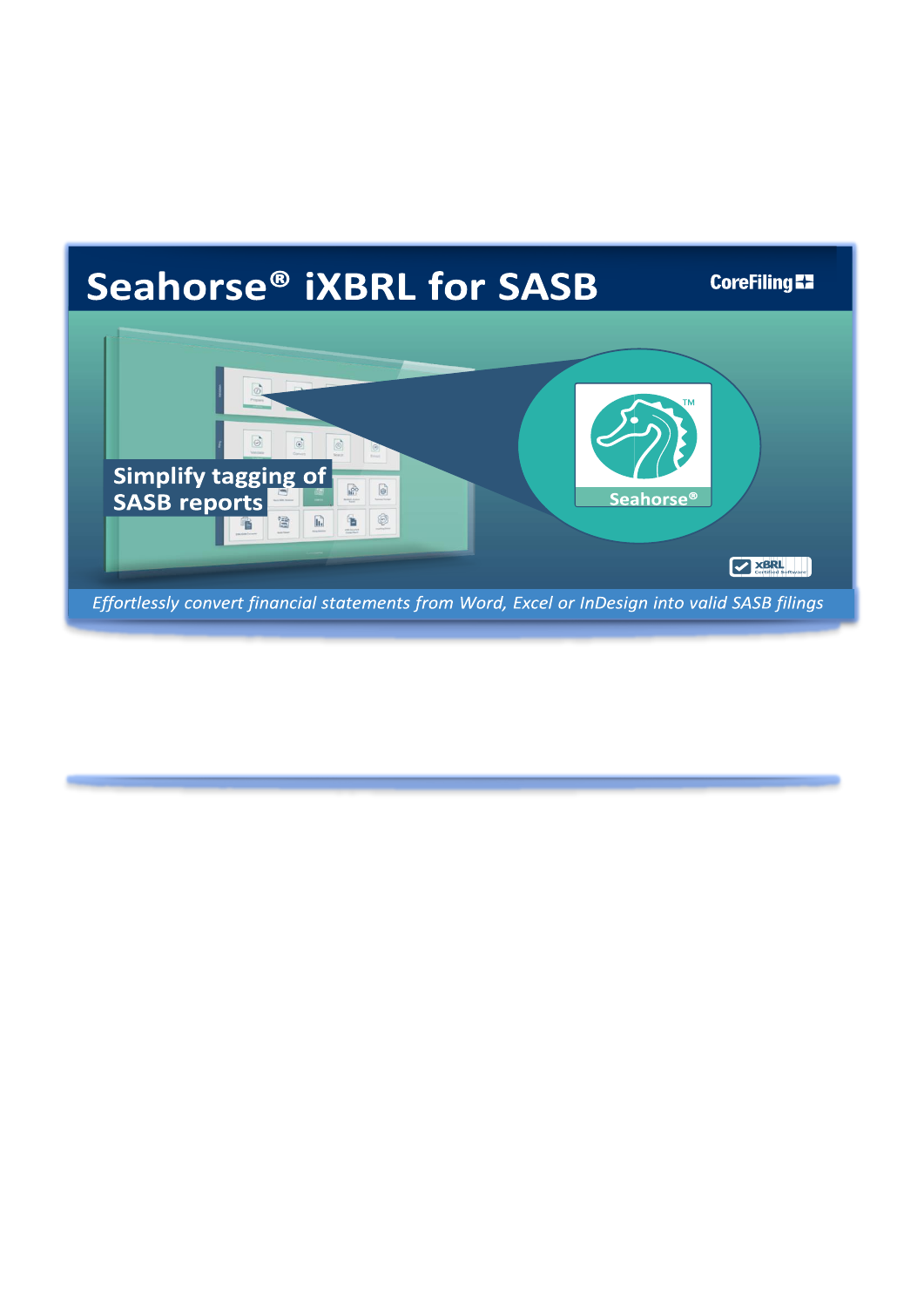# Seahorse® iXBRL for SASB

CoreFiling

Simplify tagging of SASB reports

Seahorse®

*Effortlessly convert financial statements from Word, Excel or InDesign into valid SASB filings*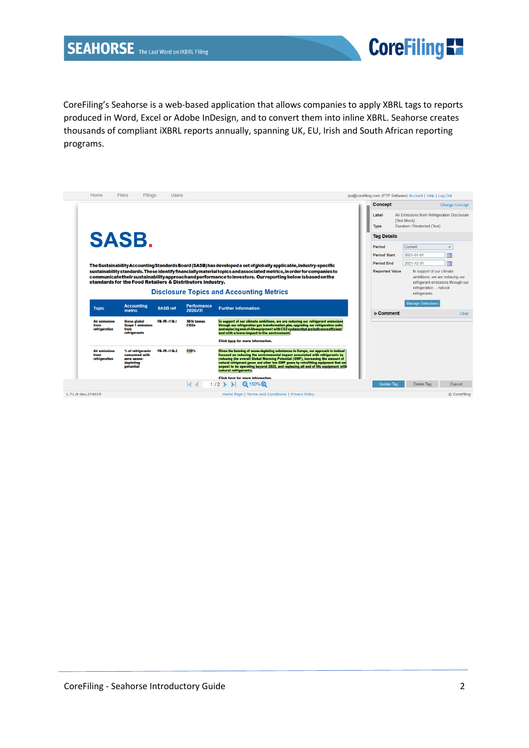CoreFiling's Seahorse is a web-based application that allows companies to apply XBRL tags to reports produced in Word, Excel or Adobe InDesign, and to convert them into inline XBRL. Seahorse creates thousands of compliant iXBRL reports annually, spanning UK, EU, Irish and South African reporting programs.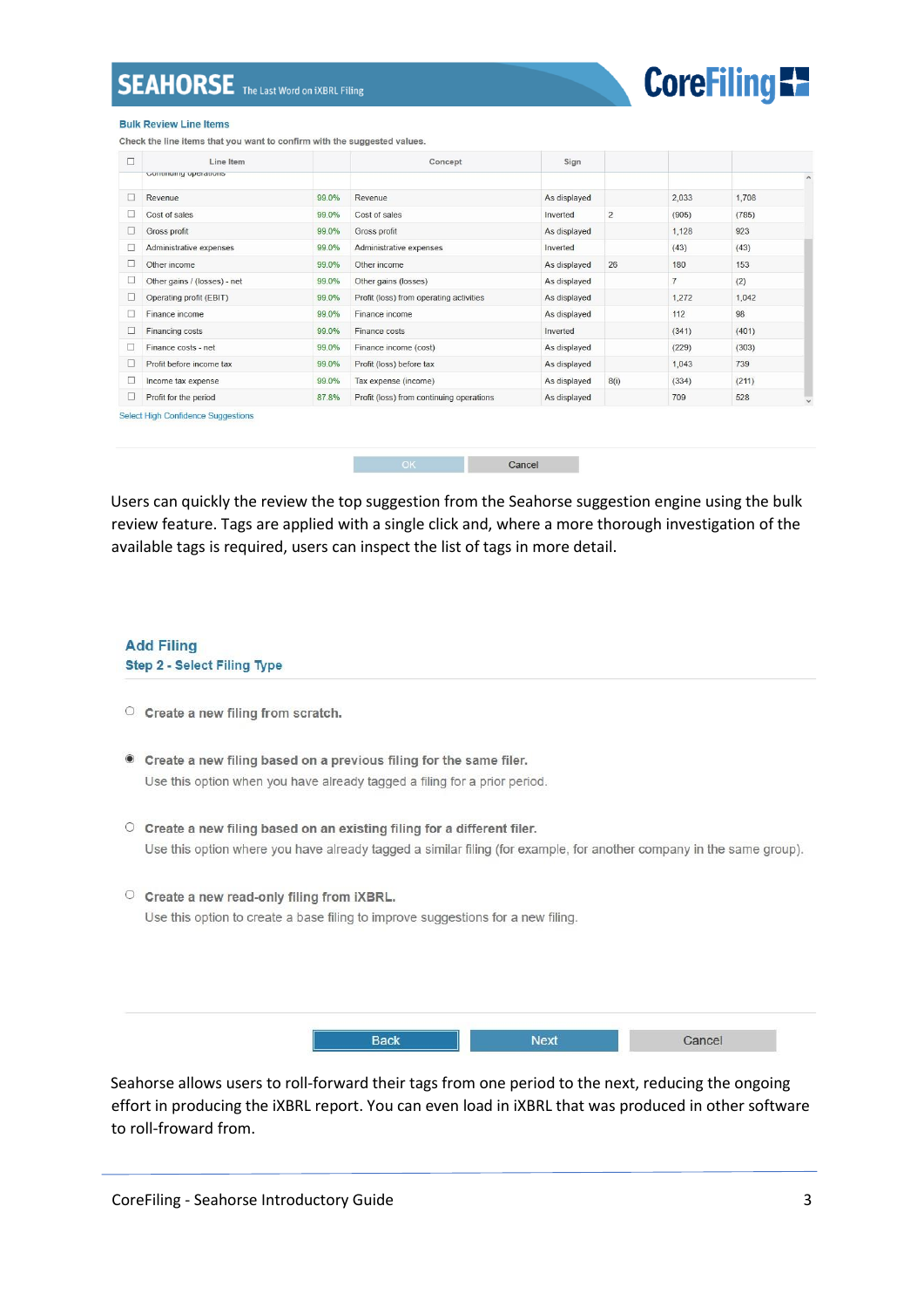**Bulk Review Line Items**

Check the line items that you want to confirm with the suggested values.

| ☐ | Line Item | | Concept | Sign | | | |
|---|---|---|---|---|---|---|---|
| | Continuing operations | | | | | | |
| ☐ | Revenue | 99.0% | Revenue | As displayed | | 2,033 | 1,708 |
| ☐ | Cost of sales | 99.0% | Cost of sales | Inverted | 2 | (905) | (785) |
| ☐ | Gross profit | 99.0% | Gross profit | As displayed | | 1,128 | 923 |
| ☐ | Administrative expenses | 99.0% | Administrative expenses | Inverted | | (43) | (43) |
| ☐ | Other income | 99.0% | Other income | As displayed | 26 | 180 | 153 |
| ☐ | Other gains / (losses) - net | 99.0% | Other gains (losses) | As displayed | | 7 | (2) |
| ☐ | Operating profit (EBIT) | 99.0% | Profit (loss) from operating activities | As displayed | | 1,272 | 1,042 |
| ☐ | Finance income | 99.0% | Finance income | As displayed | | 112 | 98 |
| ☐ | Financing costs | 99.0% | Finance costs | Inverted | | (341) | (401) |
| ☐ | Finance costs - net | 99.0% | Finance income (cost) | As displayed | | (229) | (303) |
| ☐ | Profit before income tax | 99.0% | Profit (loss) before tax | As displayed | | 1,043 | 739 |
| ☐ | Income tax expense | 99.0% | Tax expense (income) | As displayed | 8(i) | (334) | (211) |
| ☐ | Profit for the period | 87.8% | Profit (loss) from continuing operations | As displayed | | 709 | 528 |

Select High Confidence Suggestions

OK Cancel

Users can quickly the review the top suggestion from the Seahorse suggestion engine using the bulk review feature. Tags are applied with a single click and, where a more thorough investigation of the available tags is required, users can inspect the list of tags in more detail.

**Add Filing**

**Step 2 - Select Filing Type**

○ **Create a new filing from scratch.**

◉ **Create a new filing based on a previous filing for the same filer.**
Use this option when you have already tagged a filing for a prior period.

○ **Create a new filing based on an existing filing for a different filer.**
Use this option where you have already tagged a similar filing (for example, for another company in the same group).

○ **Create a new read-only filing from iXBRL.**
Use this option to create a base filing to improve suggestions for a new filing.

Back Next Cancel

Seahorse allows users to roll-forward their tags from one period to the next, reducing the ongoing effort in producing the iXBRL report. You can even load in iXBRL that was produced in other software to roll-froward from.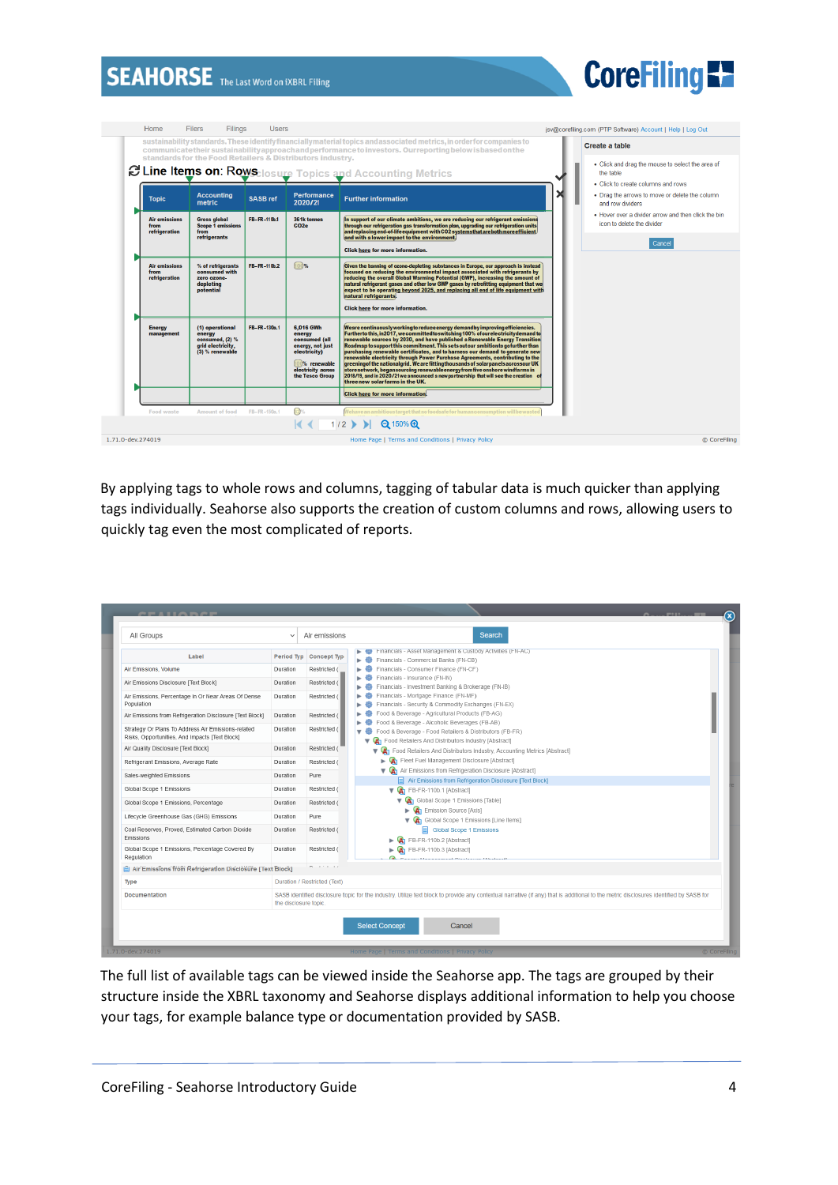By applying tags to whole rows and columns, tagging of tabular data is much quicker than applying tags individually. Seahorse also supports the creation of custom columns and rows, allowing users to quickly tag even the most complicated of reports.

The full list of available tags can be viewed inside the Seahorse app. The tags are grouped by their structure inside the XBRL taxonomy and Seahorse displays additional information to help you choose your tags, for example balance type or documentation provided by SASB.